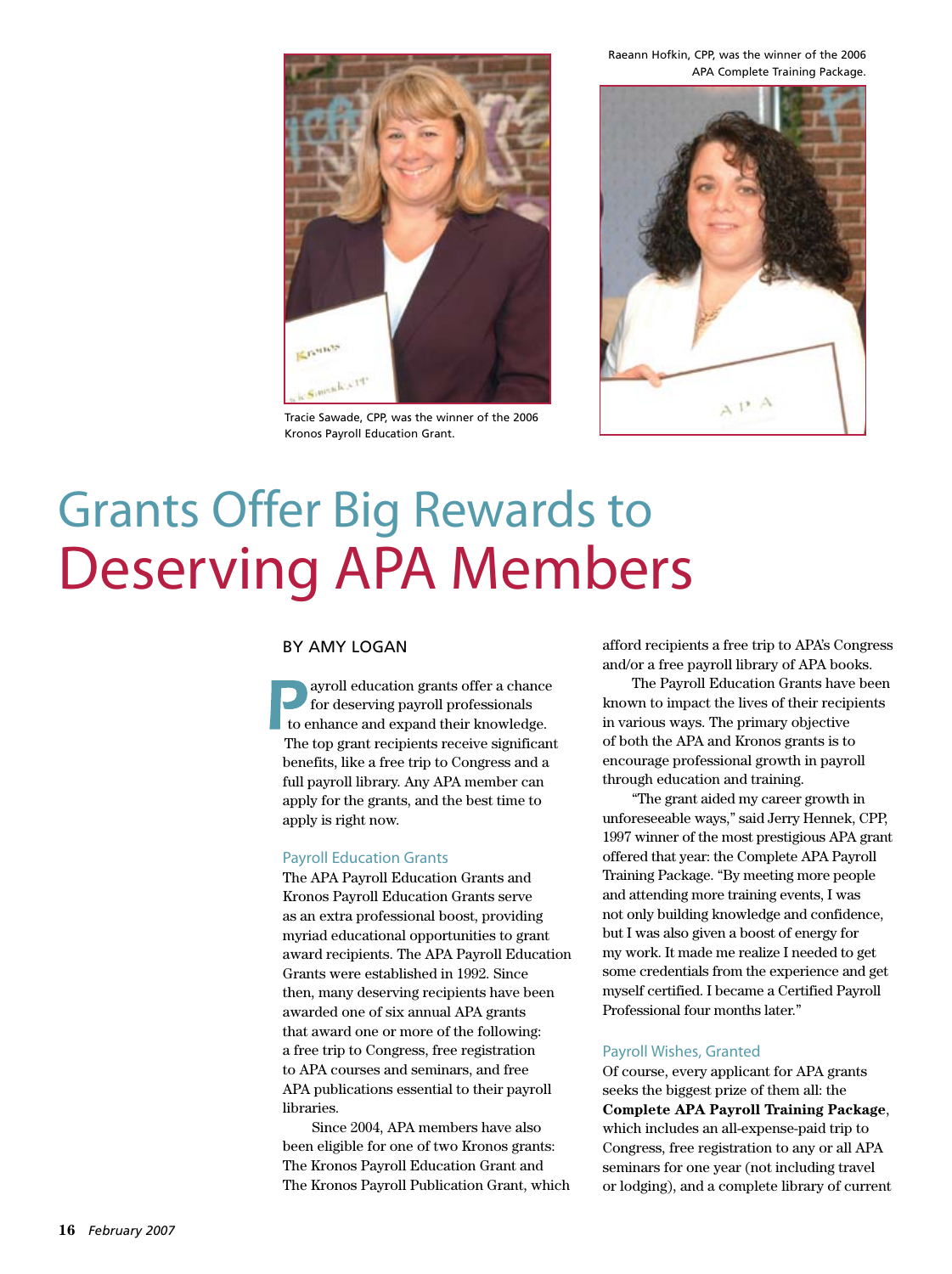Tracie Sawade, CPP, was the winner of the 2006 Kronos Payroll Education Grant.

Raeann Hofkin, CPP, was the winner of the 2006 APA Complete Training Package.

# Grants Offer Big Rewards to Deserving APA Members

BY AMY LOGAN

Payroll education grants offer a chance for deserving payroll professionals to enhance and expand their knowledge. The top grant recipients receive significant benefits, like a free trip to Congress and a full payroll library. Any APA member can apply for the grants, and the best time to apply is right now.

## Payroll Education Grants

The APA Payroll Education Grants and Kronos Payroll Education Grants serve as an extra professional boost, providing myriad educational opportunities to grant award recipients. The APA Payroll Education Grants were established in 1992. Since then, many deserving recipients have been awarded one of six annual APA grants that award one or more of the following: a free trip to Congress, free registration to APA courses and seminars, and free APA publications essential to their payroll libraries.

Since 2004, APA members have also been eligible for one of two Kronos grants: The Kronos Payroll Education Grant and The Kronos Payroll Publication Grant, which afford recipients a free trip to APA's Congress and/or a free payroll library of APA books.

The Payroll Education Grants have been known to impact the lives of their recipients in various ways. The primary objective of both the APA and Kronos grants is to encourage professional growth in payroll through education and training.

"The grant aided my career growth in unforeseeable ways," said Jerry Hennek, CPP, 1997 winner of the most prestigious APA grant offered that year: the Complete APA Payroll Training Package. "By meeting more people and attending more training events, I was not only building knowledge and confidence, but I was also given a boost of energy for my work. It made me realize I needed to get some credentials from the experience and get myself certified. I became a Certified Payroll Professional four months later."

## Payroll Wishes, Granted

Of course, every applicant for APA grants seeks the biggest prize of them all: the **Complete APA Payroll Training Package**, which includes an all-expense-paid trip to Congress, free registration to any or all APA seminars for one year (not including travel or lodging), and a complete library of current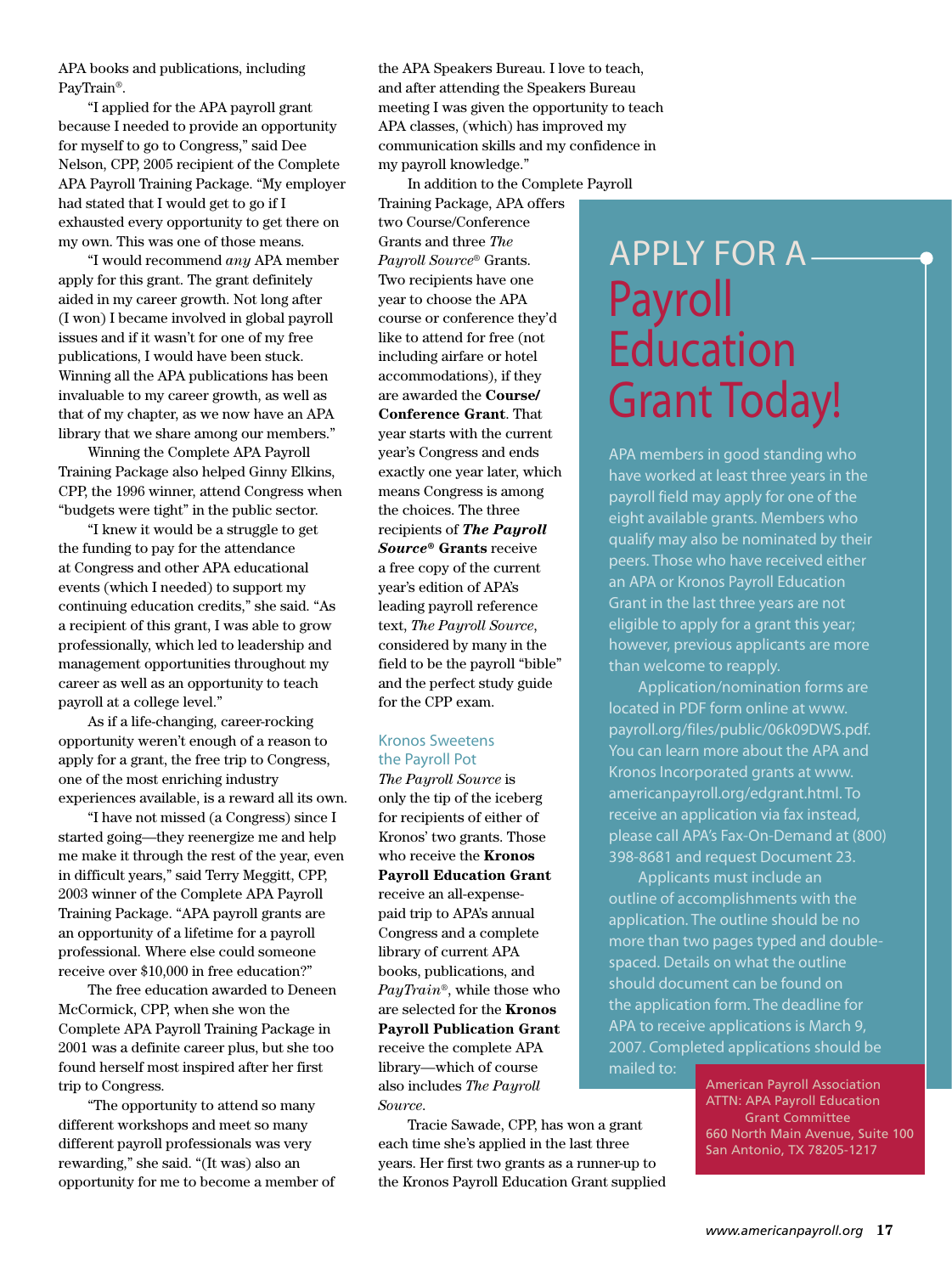APA books and publications, including PayTrain®.

"I applied for the APA payroll grant because I needed to provide an opportunity for myself to go to Congress," said Dee Nelson, CPP, 2005 recipient of the Complete APA Payroll Training Package. "My employer had stated that I would get to go if I exhausted every opportunity to get there on my own. This was one of those means.

"I would recommend *any* APA member apply for this grant. The grant definitely aided in my career growth. Not long after (I won) I became involved in global payroll issues and if it wasn't for one of my free publications, I would have been stuck. Winning all the APA publications has been invaluable to my career growth, as well as that of my chapter, as we now have an APA library that we share among our members."

Winning the Complete APA Payroll Training Package also helped Ginny Elkins, CPP, the 1996 winner, attend Congress when "budgets were tight" in the public sector.

"I knew it would be a struggle to get the funding to pay for the attendance at Congress and other APA educational events (which I needed) to support my continuing education credits," she said. "As a recipient of this grant, I was able to grow professionally, which led to leadership and management opportunities throughout my career as well as an opportunity to teach payroll at a college level."

As if a life-changing, career-rocking opportunity weren't enough of a reason to apply for a grant, the free trip to Congress, one of the most enriching industry experiences available, is a reward all its own.

"I have not missed (a Congress) since I started going—they reenergize me and help me make it through the rest of the year, even in difficult years," said Terry Meggitt, CPP, 2003 winner of the Complete APA Payroll Training Package. "APA payroll grants are an opportunity of a lifetime for a payroll professional. Where else could someone receive over $10,000 in free education?"

The free education awarded to Deneen McCormick, CPP, when she won the Complete APA Payroll Training Package in 2001 was a definite career plus, but she too found herself most inspired after her first trip to Congress.

"The opportunity to attend so many different workshops and meet so many different payroll professionals was very rewarding," she said. "(It was) also an opportunity for me to become a member of the APA Speakers Bureau. I love to teach, and after attending the Speakers Bureau meeting I was given the opportunity to teach APA classes, (which) has improved my communication skills and my confidence in my payroll knowledge."

In addition to the Complete Payroll Training Package, APA offers two Course/Conference Grants and three *The Payroll Source*® Grants. Two recipients have one year to choose the APA course or conference they'd like to attend for free (not including airfare or hotel accommodations), if they are awarded the **Course/ Conference Grant**. That year starts with the current year's Congress and ends exactly one year later, which means Congress is among the choices. The three recipients of ***The Payroll Source*® Grants** receive a free copy of the current year's edition of APA's leading payroll reference text, *The Payroll Source*, considered by many in the field to be the payroll "bible" and the perfect study guide for the CPP exam.

### Kronos Sweetens the Payroll Pot

*The Payroll Source* is only the tip of the iceberg for recipients of either of Kronos' two grants. Those who receive the **Kronos Payroll Education Grant** receive an all-expense-paid trip to APA's annual Congress and a complete library of current APA books, publications, and *PayTrain*®, while those who are selected for the **Kronos Payroll Publication Grant** receive the complete APA library—which of course also includes *The Payroll Source*.

Tracie Sawade, CPP, has won a grant each time she's applied in the last three years. Her first two grants as a runner-up to the Kronos Payroll Education Grant supplied

## APPLY FOR A Payroll Education Grant Today!

APA members in good standing who have worked at least three years in the payroll field may apply for one of the eight available grants. Members who qualify may also be nominated by their peers. Those who have received either an APA or Kronos Payroll Education Grant in the last three years are not eligible to apply for a grant this year; however, previous applicants are more than welcome to reapply.

Application/nomination forms are located in PDF form online at www.payroll.org/files/public/06k09DWS.pdf. You can learn more about the APA and Kronos Incorporated grants at www.americanpayroll.org/edgrant.html. To receive an application via fax instead, please call APA's Fax-On-Demand at (800) 398-8681 and request Document 23.

Applicants must include an outline of accomplishments with the application. The outline should be no more than two pages typed and double-spaced. Details on what the outline should document can be found on the application form. The deadline for APA to receive applications is March 9, 2007. Completed applications should be mailed to:

American Payroll Association
ATTN: APA Payroll Education Grant Committee
660 North Main Avenue, Suite 100
San Antonio, TX 78205-1217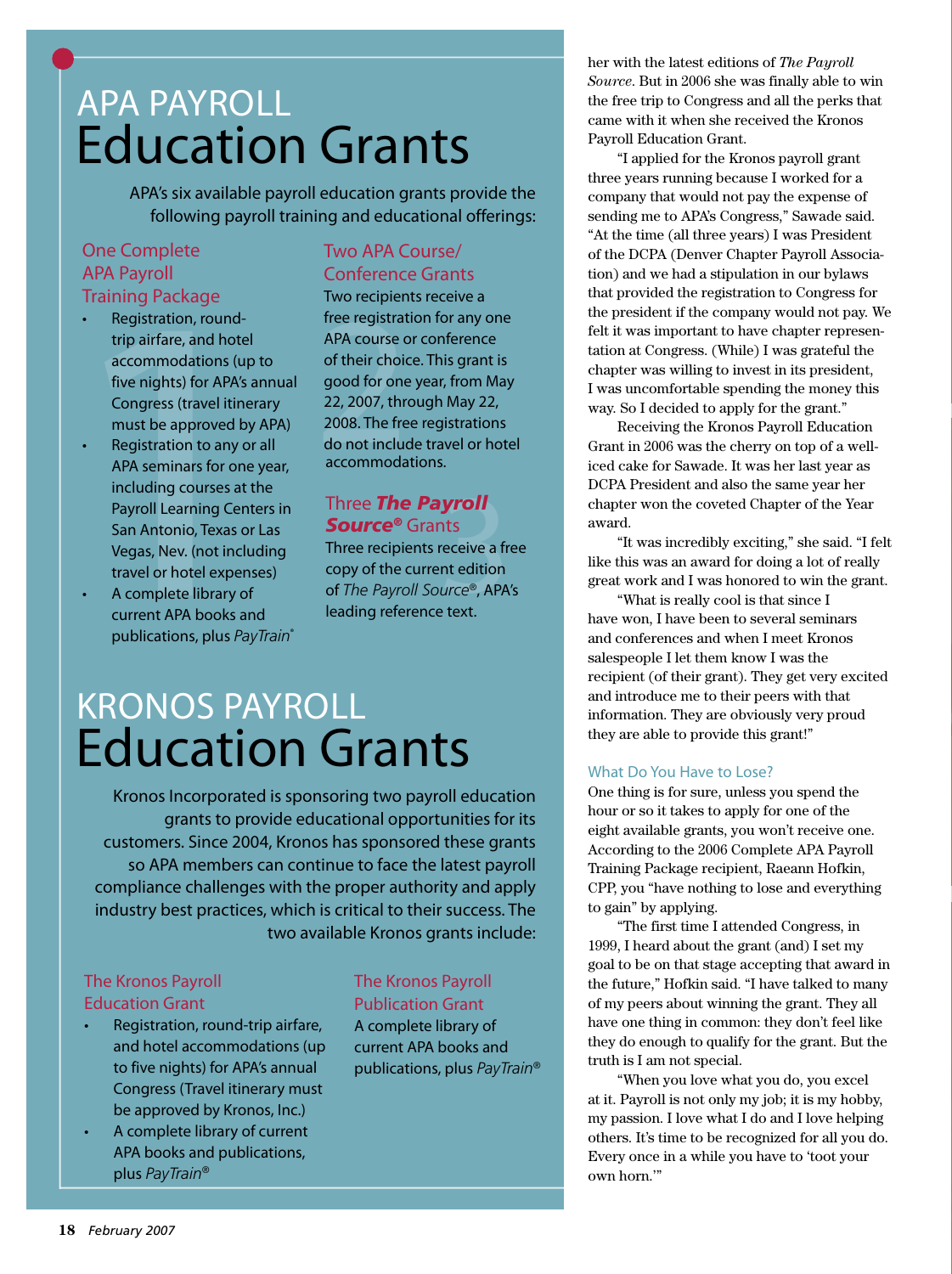# APA PAYROLL Education Grants

APA's six available payroll education grants provide the following payroll training and educational offerings:

### One Complete APA Payroll Training Package

- Registration, round-trip airfare, and hotel accommodations (up to five nights) for APA's annual Congress (travel itinerary must be approved by APA)
- Registration to any or all APA seminars for one year, including courses at the Payroll Learning Centers in San Antonio, Texas or Las Vegas, Nev. (not including travel or hotel expenses)
- A complete library of current APA books and publications, plus *PayTrain*®

### Two APA Course/ Conference Grants

Two recipients receive a free registration for any one APA course or conference of their choice. This grant is good for one year, from May 22, 2007, through May 22, 2008. The free registrations do not include travel or hotel accommodations.

### Three *The Payroll Source*® Grants

Three recipients receive a free copy of the current edition of *The Payroll Source*®, APA's leading reference text.

# KRONOS PAYROLL Education Grants

Kronos Incorporated is sponsoring two payroll education grants to provide educational opportunities for its customers. Since 2004, Kronos has sponsored these grants so APA members can continue to face the latest payroll compliance challenges with the proper authority and apply industry best practices, which is critical to their success. The two available Kronos grants include:

### The Kronos Payroll Education Grant

- Registration, round-trip airfare, and hotel accommodations (up to five nights) for APA's annual Congress (Travel itinerary must be approved by Kronos, Inc.)
- A complete library of current APA books and publications, plus *PayTrain*®

### The Kronos Payroll Publication Grant

A complete library of current APA books and publications, plus *PayTrain*®

her with the latest editions of *The Payroll Source*. But in 2006 she was finally able to win the free trip to Congress and all the perks that came with it when she received the Kronos Payroll Education Grant.

"I applied for the Kronos payroll grant three years running because I worked for a company that would not pay the expense of sending me to APA's Congress," Sawade said. "At the time (all three years) I was President of the DCPA (Denver Chapter Payroll Association) and we had a stipulation in our bylaws that provided the registration to Congress for the president if the company would not pay. We felt it was important to have chapter representation at Congress. (While) I was grateful the chapter was willing to invest in its president, I was uncomfortable spending the money this way. So I decided to apply for the grant."

Receiving the Kronos Payroll Education Grant in 2006 was the cherry on top of a well-iced cake for Sawade. It was her last year as DCPA President and also the same year her chapter won the coveted Chapter of the Year award.

"It was incredibly exciting," she said. "I felt like this was an award for doing a lot of really great work and I was honored to win the grant.

"What is really cool is that since I have won, I have been to several seminars and conferences and when I meet Kronos salespeople I let them know I was the recipient (of their grant). They get very excited and introduce me to their peers with that information. They are obviously very proud they are able to provide this grant!"

### What Do You Have to Lose?

One thing is for sure, unless you spend the hour or so it takes to apply for one of the eight available grants, you won't receive one. According to the 2006 Complete APA Payroll Training Package recipient, Raeann Hofkin, CPP, you "have nothing to lose and everything to gain" by applying.

"The first time I attended Congress, in 1999, I heard about the grant (and) I set my goal to be on that stage accepting that award in the future," Hofkin said. "I have talked to many of my peers about winning the grant. They all have one thing in common: they don't feel like they do enough to qualify for the grant. But the truth is I am not special.

"When you love what you do, you excel at it. Payroll is not only my job; it is my hobby, my passion. I love what I do and I love helping others. It's time to be recognized for all you do. Every once in a while you have to 'toot your own horn.'"